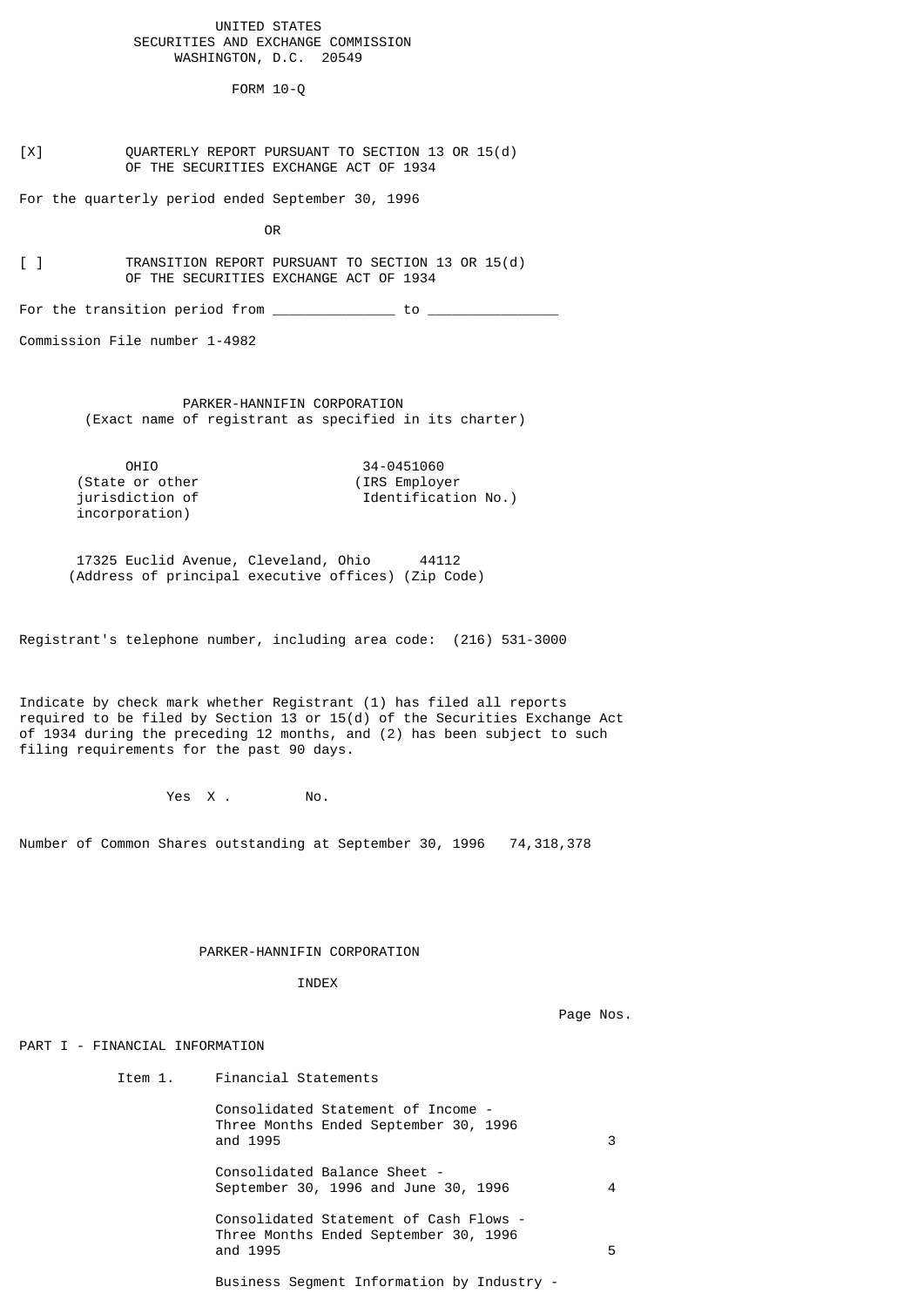UNITED STATES
SECURITIES AND EXCHANGE COMMISSION
WASHINGTON, D.C. 20549

FORM 10-Q

[X] QUARTERLY REPORT PURSUANT TO SECTION 13 OR 15(d) OF THE SECURITIES EXCHANGE ACT OF 1934

For the quarterly period ended September 30, 1996

OR

[ ] TRANSITION REPORT PURSUANT TO SECTION 13 OR 15(d) OF THE SECURITIES EXCHANGE ACT OF 1934

For the transition period from ______________ to _______________

Commission File number 1-4982

PARKER-HANNIFIN CORPORATION
(Exact name of registrant as specified in its charter)

| OHIO | 34-0451060 |
|---|---|
| (State or other jurisdiction of incorporation) | (IRS Employer Identification No.) |

17325 Euclid Avenue, Cleveland, Ohio 44112
(Address of principal executive offices) (Zip Code)

Registrant's telephone number, including area code: (216) 531-3000

Indicate by check mark whether Registrant (1) has filed all reports required to be filed by Section 13 or 15(d) of the Securities Exchange Act of 1934 during the preceding 12 months, and (2) has been subject to such filing requirements for the past 90 days.

Yes X . No.

Number of Common Shares outstanding at September 30, 1996 74,318,378

PARKER-HANNIFIN CORPORATION

INDEX

| | | Page Nos. |
|---|---|---|
| PART I - FINANCIAL INFORMATION | | |
| Item 1. | Financial Statements | |
| | Consolidated Statement of Income - Three Months Ended September 30, 1996 and 1995 | 3 |
| | Consolidated Balance Sheet - September 30, 1996 and June 30, 1996 | 4 |
| | Consolidated Statement of Cash Flows - Three Months Ended September 30, 1996 and 1995 | 5 |
| | Business Segment Information by Industry - | |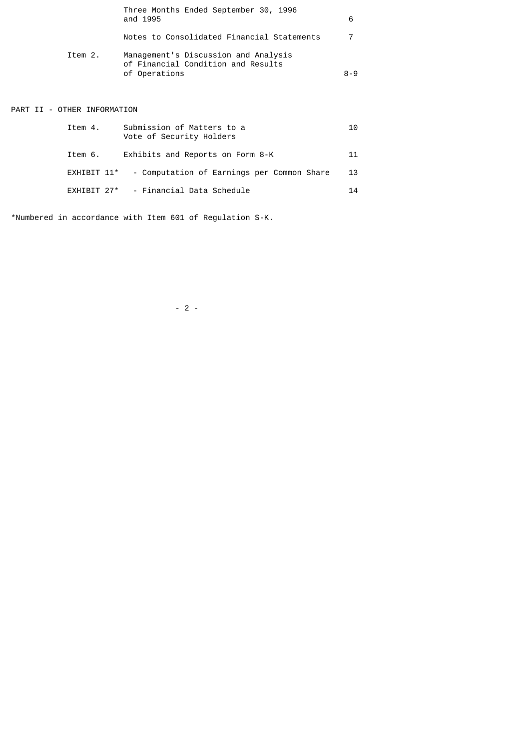| | | |
|---|---|---|
| | Three Months Ended September 30, 1996 and 1995 | 6 |
| | Notes to Consolidated Financial Statements | 7 |
| Item 2. | Management's Discussion and Analysis of Financial Condition and Results of Operations | 8-9 |

PART II - OTHER INFORMATION

| | | |
|---|---|---|
| Item 4. | Submission of Matters to a Vote of Security Holders | 10 |
| Item 6. | Exhibits and Reports on Form 8-K | 11 |
| EXHIBIT 11* | - Computation of Earnings per Common Share | 13 |
| EXHIBIT 27* | - Financial Data Schedule | 14 |

*Numbered in accordance with Item 601 of Regulation S-K.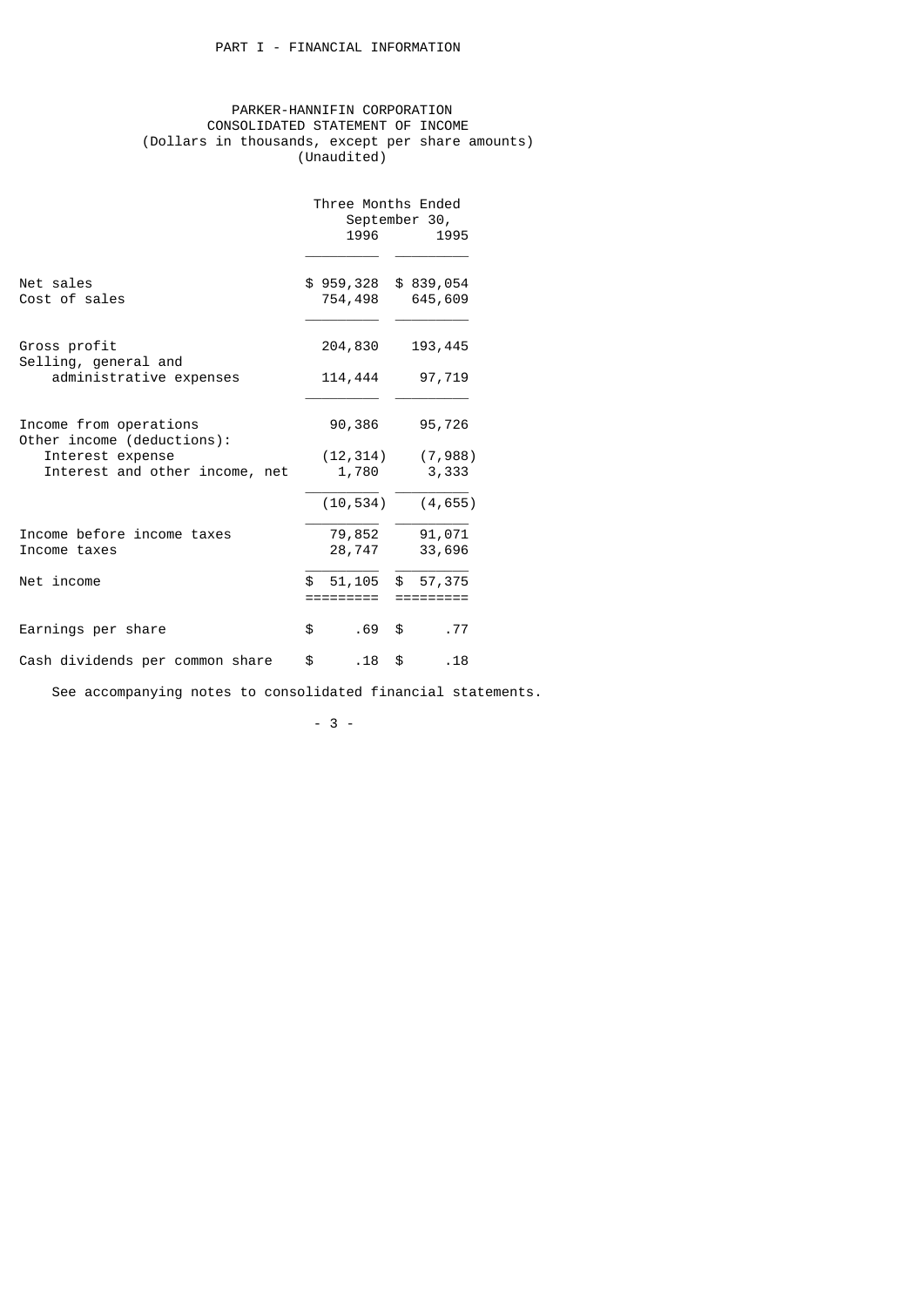PART I - FINANCIAL INFORMATION

# PARKER-HANNIFIN CORPORATION
## CONSOLIDATED STATEMENT OF INCOME
(Dollars in thousands, except per share amounts)
(Unaudited)

| | Three Months Ended September 30, 1996 | Three Months Ended September 30, 1995 |
|---|---|---|
| Net sales | $ 959,328 | $ 839,054 |
| Cost of sales | 754,498 | 645,609 |
| Gross profit | 204,830 | 193,445 |
| Selling, general and administrative expenses | 114,444 | 97,719 |
| Income from operations | 90,386 | 95,726 |
| Other income (deductions): | | |
| Interest expense | (12,314) | (7,988) |
| Interest and other income, net | 1,780 | 3,333 |
| | (10,534) | (4,655) |
| Income before income taxes | 79,852 | 91,071 |
| Income taxes | 28,747 | 33,696 |
| Net income | $ 51,105 | $ 57,375 |
| Earnings per share | $ .69 | $ .77 |
| Cash dividends per common share | $ .18 | $ .18 |

See accompanying notes to consolidated financial statements.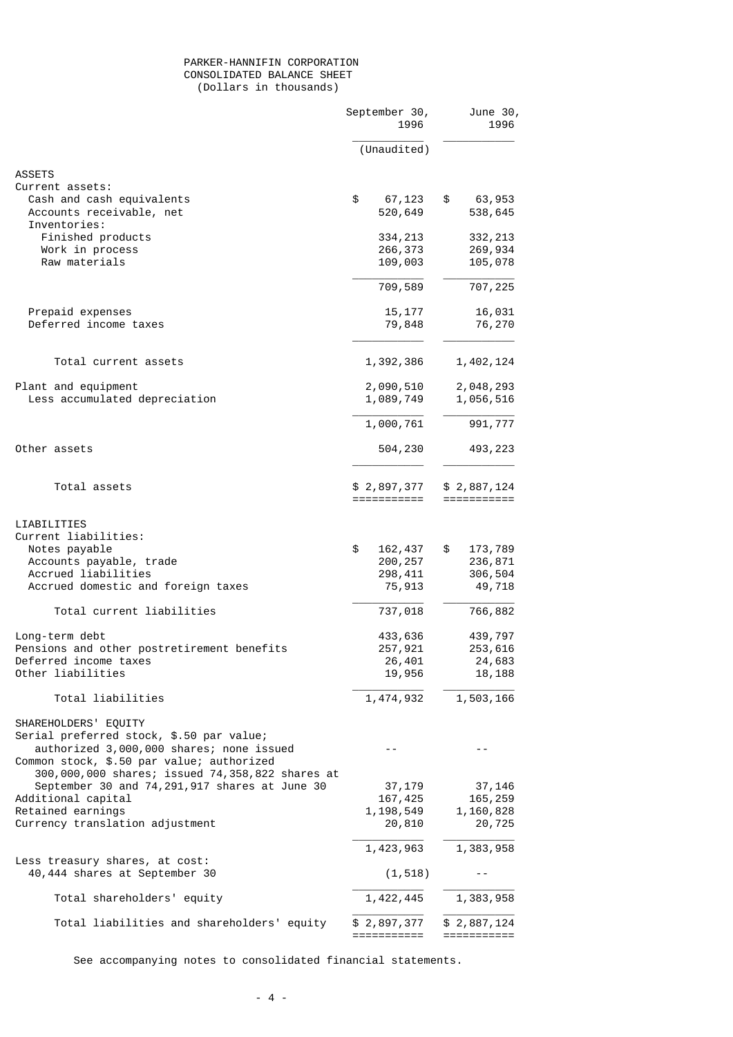# PARKER-HANNIFIN CORPORATION
## CONSOLIDATED BALANCE SHEET
### (Dollars in thousands)

| | September 30, 1996 | June 30, 1996 |
|---|---|---|
| | (Unaudited) | |
| **ASSETS** | | |
| Current assets: | | |
| Cash and cash equivalents | $ 67,123 | $ 63,953 |
| Accounts receivable, net | 520,649 | 538,645 |
| Inventories: | | |
| Finished products | 334,213 | 332,213 |
| Work in process | 266,373 | 269,934 |
| Raw materials | 109,003 | 105,078 |
| | 709,589 | 707,225 |
| Prepaid expenses | 15,177 | 16,031 |
| Deferred income taxes | 79,848 | 76,270 |
| Total current assets | 1,392,386 | 1,402,124 |
| Plant and equipment | 2,090,510 | 2,048,293 |
| Less accumulated depreciation | 1,089,749 | 1,056,516 |
| | 1,000,761 | 991,777 |
| Other assets | 504,230 | 493,223 |
| Total assets | $ 2,897,377 | $ 2,887,124 |
| **LIABILITIES** | | |
| Current liabilities: | | |
| Notes payable | $ 162,437 | $ 173,789 |
| Accounts payable, trade | 200,257 | 236,871 |
| Accrued liabilities | 298,411 | 306,504 |
| Accrued domestic and foreign taxes | 75,913 | 49,718 |
| Total current liabilities | 737,018 | 766,882 |
| Long-term debt | 433,636 | 439,797 |
| Pensions and other postretirement benefits | 257,921 | 253,616 |
| Deferred income taxes | 26,401 | 24,683 |
| Other liabilities | 19,956 | 18,188 |
| Total liabilities | 1,474,932 | 1,503,166 |
| **SHAREHOLDERS' EQUITY** | | |
| Serial preferred stock, $.50 par value; authorized 3,000,000 shares; none issued | -- | -- |
| Common stock, $.50 par value; authorized 300,000,000 shares; issued 74,358,822 shares at September 30 and 74,291,917 shares at June 30 | 37,179 | 37,146 |
| Additional capital | 167,425 | 165,259 |
| Retained earnings | 1,198,549 | 1,160,828 |
| Currency translation adjustment | 20,810 | 20,725 |
| | 1,423,963 | 1,383,958 |
| Less treasury shares, at cost: 40,444 shares at September 30 | (1,518) | -- |
| Total shareholders' equity | 1,422,445 | 1,383,958 |
| Total liabilities and shareholders' equity | $ 2,897,377 | $ 2,887,124 |

See accompanying notes to consolidated financial statements.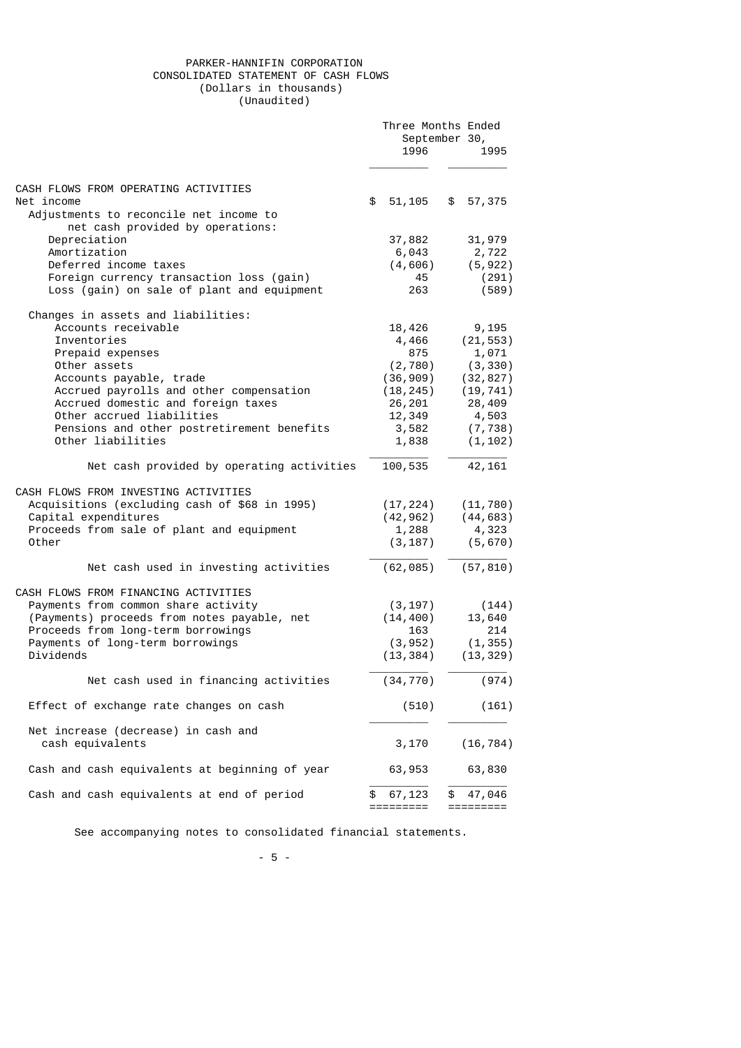# PARKER-HANNIFIN CORPORATION

## CONSOLIDATED STATEMENT OF CASH FLOWS

(Dollars in thousands)

(Unaudited)

| | Three Months Ended September 30, 1996 | 1995 |
|---|---|---|
| **CASH FLOWS FROM OPERATING ACTIVITIES** | | |
| Net income | $ 51,105 | $ 57,375 |
| Adjustments to reconcile net income to net cash provided by operations: | | |
| Depreciation | 37,882 | 31,979 |
| Amortization | 6,043 | 2,722 |
| Deferred income taxes | (4,606) | (5,922) |
| Foreign currency transaction loss (gain) | 45 | (291) |
| Loss (gain) on sale of plant and equipment | 263 | (589) |
| Changes in assets and liabilities: | | |
| Accounts receivable | 18,426 | 9,195 |
| Inventories | 4,466 | (21,553) |
| Prepaid expenses | 875 | 1,071 |
| Other assets | (2,780) | (3,330) |
| Accounts payable, trade | (36,909) | (32,827) |
| Accrued payrolls and other compensation | (18,245) | (19,741) |
| Accrued domestic and foreign taxes | 26,201 | 28,409 |
| Other accrued liabilities | 12,349 | 4,503 |
| Pensions and other postretirement benefits | 3,582 | (7,738) |
| Other liabilities | 1,838 | (1,102) |
| Net cash provided by operating activities | 100,535 | 42,161 |
| **CASH FLOWS FROM INVESTING ACTIVITIES** | | |
| Acquisitions (excluding cash of $68 in 1995) | (17,224) | (11,780) |
| Capital expenditures | (42,962) | (44,683) |
| Proceeds from sale of plant and equipment | 1,288 | 4,323 |
| Other | (3,187) | (5,670) |
| Net cash used in investing activities | (62,085) | (57,810) |
| **CASH FLOWS FROM FINANCING ACTIVITIES** | | |
| Payments from common share activity | (3,197) | (144) |
| (Payments) proceeds from notes payable, net | (14,400) | 13,640 |
| Proceeds from long-term borrowings | 163 | 214 |
| Payments of long-term borrowings | (3,952) | (1,355) |
| Dividends | (13,384) | (13,329) |
| Net cash used in financing activities | (34,770) | (974) |
| Effect of exchange rate changes on cash | (510) | (161) |
| Net increase (decrease) in cash and cash equivalents | 3,170 | (16,784) |
| Cash and cash equivalents at beginning of year | 63,953 | 63,830 |
| Cash and cash equivalents at end of period | $ 67,123 | $ 47,046 |

See accompanying notes to consolidated financial statements.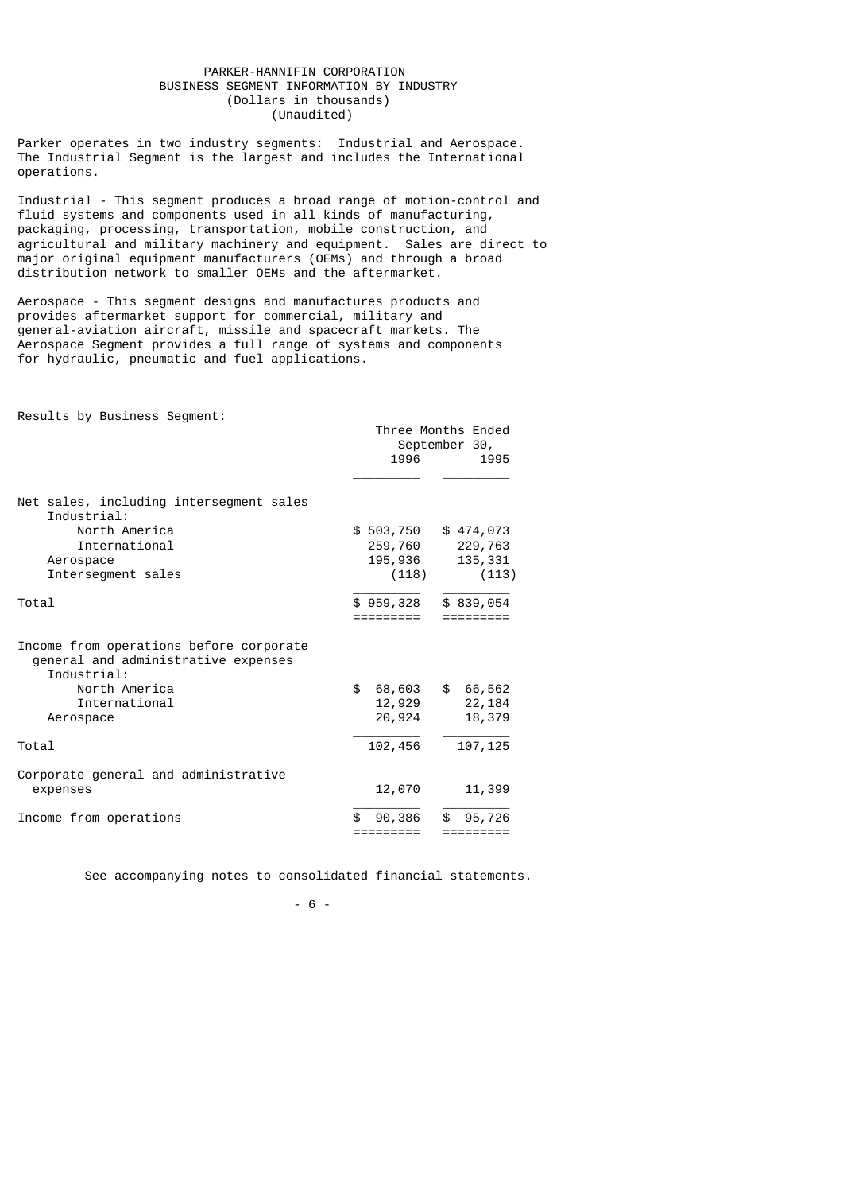PARKER-HANNIFIN CORPORATION
BUSINESS SEGMENT INFORMATION BY INDUSTRY
(Dollars in thousands)
(Unaudited)

Parker operates in two industry segments: Industrial and Aerospace. The Industrial Segment is the largest and includes the International operations.

Industrial - This segment produces a broad range of motion-control and fluid systems and components used in all kinds of manufacturing, packaging, processing, transportation, mobile construction, and agricultural and military machinery and equipment. Sales are direct to major original equipment manufacturers (OEMs) and through a broad distribution network to smaller OEMs and the aftermarket.

Aerospace - This segment designs and manufactures products and provides aftermarket support for commercial, military and general-aviation aircraft, missile and spacecraft markets. The Aerospace Segment provides a full range of systems and components for hydraulic, pneumatic and fuel applications.

Results by Business Segment:

| | Three Months Ended September 30, 1996 | 1995 |
|---|---|---|
| Net sales, including intersegment sales | | |
| Industrial: | | |
| North America | $ 503,750 | $ 474,073 |
| International | 259,760 | 229,763 |
| Aerospace | 195,936 | 135,331 |
| Intersegment sales | (118) | (113) |
| Total | $ 959,328 | $ 839,054 |
| Income from operations before corporate general and administrative expenses | | |
| Industrial: | | |
| North America | $ 68,603 | $ 66,562 |
| International | 12,929 | 22,184 |
| Aerospace | 20,924 | 18,379 |
| Total | 102,456 | 107,125 |
| Corporate general and administrative expenses | 12,070 | 11,399 |
| Income from operations | $ 90,386 | $ 95,726 |

See accompanying notes to consolidated financial statements.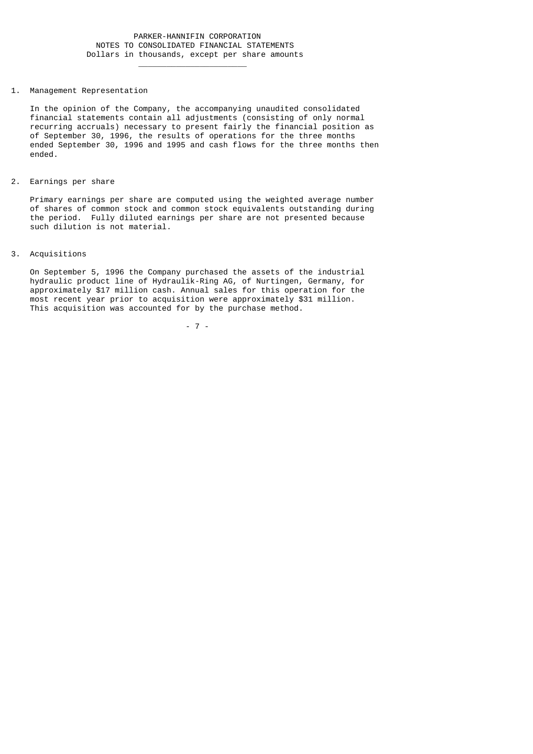# PARKER-HANNIFIN CORPORATION

## NOTES TO CONSOLIDATED FINANCIAL STATEMENTS

Dollars in thousands, except per share amounts

1. Management Representation

   In the opinion of the Company, the accompanying unaudited consolidated financial statements contain all adjustments (consisting of only normal recurring accruals) necessary to present fairly the financial position as of September 30, 1996, the results of operations for the three months ended September 30, 1996 and 1995 and cash flows for the three months then ended.

2. Earnings per share

   Primary earnings per share are computed using the weighted average number of shares of common stock and common stock equivalents outstanding during the period. Fully diluted earnings per share are not presented because such dilution is not material.

3. Acquisitions

   On September 5, 1996 the Company purchased the assets of the industrial hydraulic product line of Hydraulik-Ring AG, of Nurtingen, Germany, for approximately $17 million cash. Annual sales for this operation for the most recent year prior to acquisition were approximately $31 million. This acquisition was accounted for by the purchase method.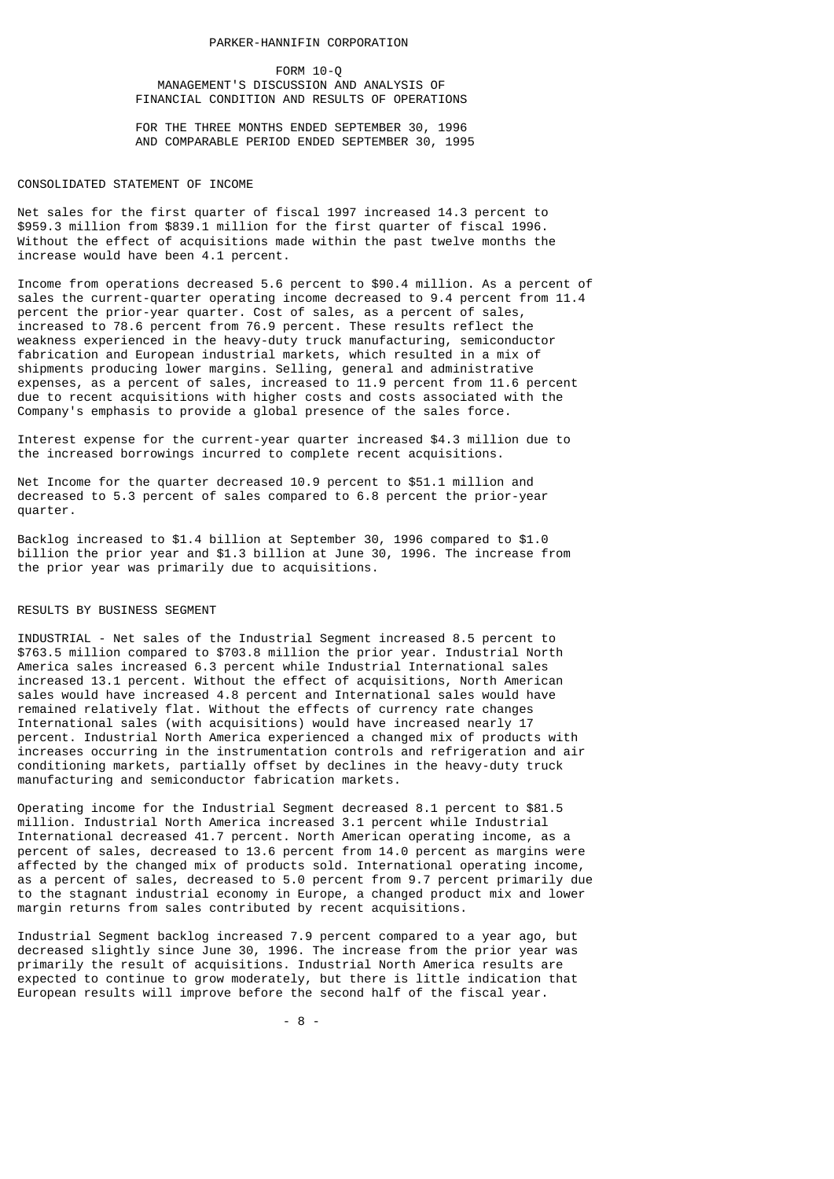PARKER-HANNIFIN CORPORATION

FORM 10-Q
MANAGEMENT'S DISCUSSION AND ANALYSIS OF
FINANCIAL CONDITION AND RESULTS OF OPERATIONS

FOR THE THREE MONTHS ENDED SEPTEMBER 30, 1996
AND COMPARABLE PERIOD ENDED SEPTEMBER 30, 1995

## CONSOLIDATED STATEMENT OF INCOME

Net sales for the first quarter of fiscal 1997 increased 14.3 percent to $959.3 million from $839.1 million for the first quarter of fiscal 1996. Without the effect of acquisitions made within the past twelve months the increase would have been 4.1 percent.

Income from operations decreased 5.6 percent to $90.4 million. As a percent of sales the current-quarter operating income decreased to 9.4 percent from 11.4 percent the prior-year quarter. Cost of sales, as a percent of sales, increased to 78.6 percent from 76.9 percent. These results reflect the weakness experienced in the heavy-duty truck manufacturing, semiconductor fabrication and European industrial markets, which resulted in a mix of shipments producing lower margins. Selling, general and administrative expenses, as a percent of sales, increased to 11.9 percent from 11.6 percent due to recent acquisitions with higher costs and costs associated with the Company's emphasis to provide a global presence of the sales force.

Interest expense for the current-year quarter increased $4.3 million due to the increased borrowings incurred to complete recent acquisitions.

Net Income for the quarter decreased 10.9 percent to $51.1 million and decreased to 5.3 percent of sales compared to 6.8 percent the prior-year quarter.

Backlog increased to $1.4 billion at September 30, 1996 compared to $1.0 billion the prior year and $1.3 billion at June 30, 1996. The increase from the prior year was primarily due to acquisitions.

## RESULTS BY BUSINESS SEGMENT

INDUSTRIAL - Net sales of the Industrial Segment increased 8.5 percent to $763.5 million compared to $703.8 million the prior year. Industrial North America sales increased 6.3 percent while Industrial International sales increased 13.1 percent. Without the effect of acquisitions, North American sales would have increased 4.8 percent and International sales would have remained relatively flat. Without the effects of currency rate changes International sales (with acquisitions) would have increased nearly 17 percent. Industrial North America experienced a changed mix of products with increases occurring in the instrumentation controls and refrigeration and air conditioning markets, partially offset by declines in the heavy-duty truck manufacturing and semiconductor fabrication markets.

Operating income for the Industrial Segment decreased 8.1 percent to $81.5 million. Industrial North America increased 3.1 percent while Industrial International decreased 41.7 percent. North American operating income, as a percent of sales, decreased to 13.6 percent from 14.0 percent as margins were affected by the changed mix of products sold. International operating income, as a percent of sales, decreased to 5.0 percent from 9.7 percent primarily due to the stagnant industrial economy in Europe, a changed product mix and lower margin returns from sales contributed by recent acquisitions.

Industrial Segment backlog increased 7.9 percent compared to a year ago, but decreased slightly since June 30, 1996. The increase from the prior year was primarily the result of acquisitions. Industrial North America results are expected to continue to grow moderately, but there is little indication that European results will improve before the second half of the fiscal year.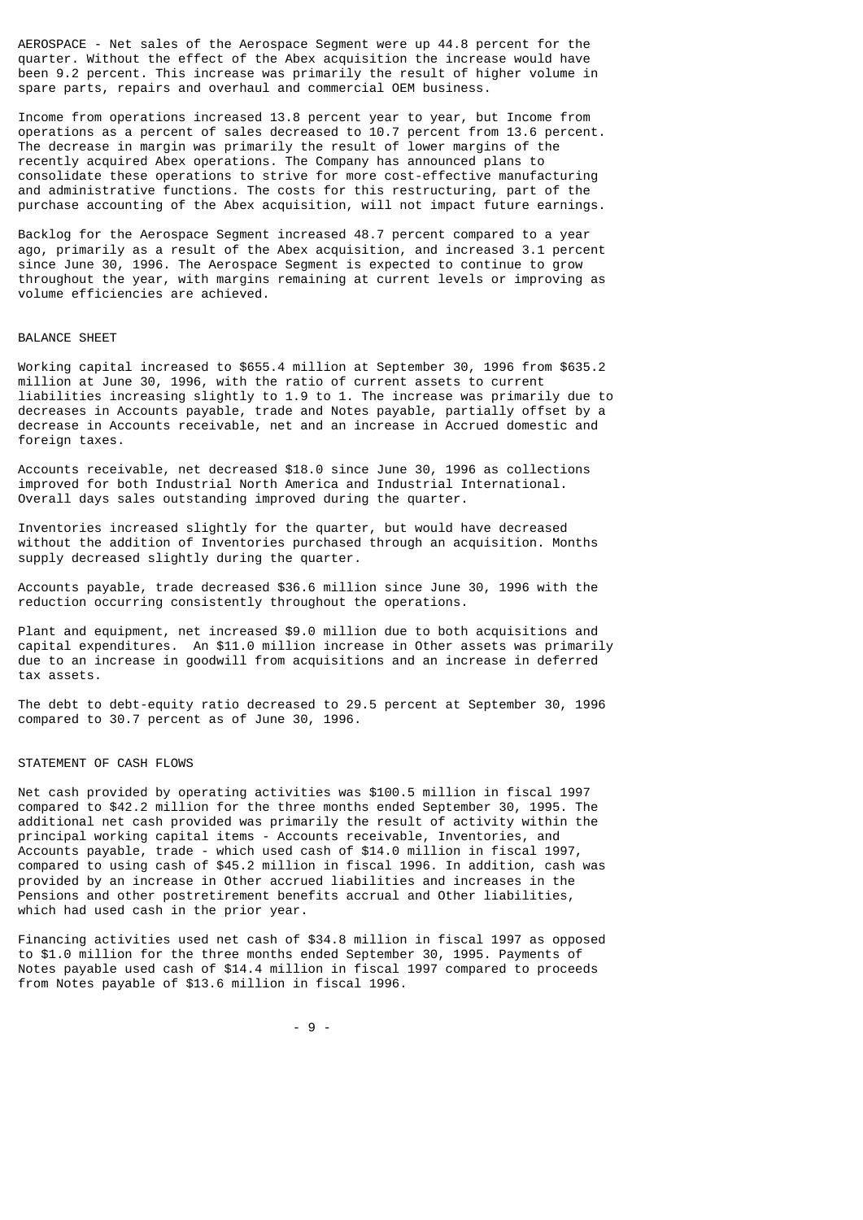AEROSPACE - Net sales of the Aerospace Segment were up 44.8 percent for the quarter. Without the effect of the Abex acquisition the increase would have been 9.2 percent. This increase was primarily the result of higher volume in spare parts, repairs and overhaul and commercial OEM business.

Income from operations increased 13.8 percent year to year, but Income from operations as a percent of sales decreased to 10.7 percent from 13.6 percent. The decrease in margin was primarily the result of lower margins of the recently acquired Abex operations. The Company has announced plans to consolidate these operations to strive for more cost-effective manufacturing and administrative functions. The costs for this restructuring, part of the purchase accounting of the Abex acquisition, will not impact future earnings.

Backlog for the Aerospace Segment increased 48.7 percent compared to a year ago, primarily as a result of the Abex acquisition, and increased 3.1 percent since June 30, 1996. The Aerospace Segment is expected to continue to grow throughout the year, with margins remaining at current levels or improving as volume efficiencies are achieved.

## BALANCE SHEET

Working capital increased to $655.4 million at September 30, 1996 from $635.2 million at June 30, 1996, with the ratio of current assets to current liabilities increasing slightly to 1.9 to 1. The increase was primarily due to decreases in Accounts payable, trade and Notes payable, partially offset by a decrease in Accounts receivable, net and an increase in Accrued domestic and foreign taxes.

Accounts receivable, net decreased $18.0 since June 30, 1996 as collections improved for both Industrial North America and Industrial International. Overall days sales outstanding improved during the quarter.

Inventories increased slightly for the quarter, but would have decreased without the addition of Inventories purchased through an acquisition. Months supply decreased slightly during the quarter.

Accounts payable, trade decreased $36.6 million since June 30, 1996 with the reduction occurring consistently throughout the operations.

Plant and equipment, net increased $9.0 million due to both acquisitions and capital expenditures. An $11.0 million increase in Other assets was primarily due to an increase in goodwill from acquisitions and an increase in deferred tax assets.

The debt to debt-equity ratio decreased to 29.5 percent at September 30, 1996 compared to 30.7 percent as of June 30, 1996.

## STATEMENT OF CASH FLOWS

Net cash provided by operating activities was $100.5 million in fiscal 1997 compared to $42.2 million for the three months ended September 30, 1995. The additional net cash provided was primarily the result of activity within the principal working capital items - Accounts receivable, Inventories, and Accounts payable, trade - which used cash of $14.0 million in fiscal 1997, compared to using cash of $45.2 million in fiscal 1996. In addition, cash was provided by an increase in Other accrued liabilities and increases in the Pensions and other postretirement benefits accrual and Other liabilities, which had used cash in the prior year.

Financing activities used net cash of $34.8 million in fiscal 1997 as opposed to $1.0 million for the three months ended September 30, 1995. Payments of Notes payable used cash of $14.4 million in fiscal 1997 compared to proceeds from Notes payable of $13.6 million in fiscal 1996.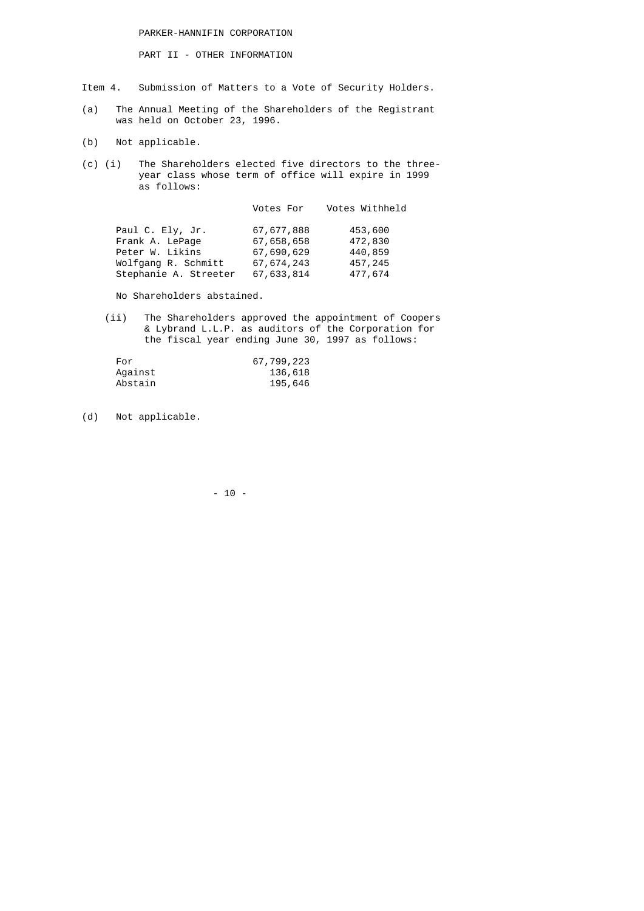PARKER-HANNIFIN CORPORATION

PART II - OTHER INFORMATION

Item 4. Submission of Matters to a Vote of Security Holders.

(a) The Annual Meeting of the Shareholders of the Registrant was held on October 23, 1996.

(b) Not applicable.

(c) (i) The Shareholders elected five directors to the three-year class whose term of office will expire in 1999 as follows:

| | Votes For | Votes Withheld |
|---|---|---|
| Paul C. Ely, Jr. | 67,677,888 | 453,600 |
| Frank A. LePage | 67,658,658 | 472,830 |
| Peter W. Likins | 67,690,629 | 440,859 |
| Wolfgang R. Schmitt | 67,674,243 | 457,245 |
| Stephanie A. Streeter | 67,633,814 | 477,674 |

No Shareholders abstained.

(ii) The Shareholders approved the appointment of Coopers & Lybrand L.L.P. as auditors of the Corporation for the fiscal year ending June 30, 1997 as follows:

| | |
|---|---|
| For | 67,799,223 |
| Against | 136,618 |
| Abstain | 195,646 |

(d) Not applicable.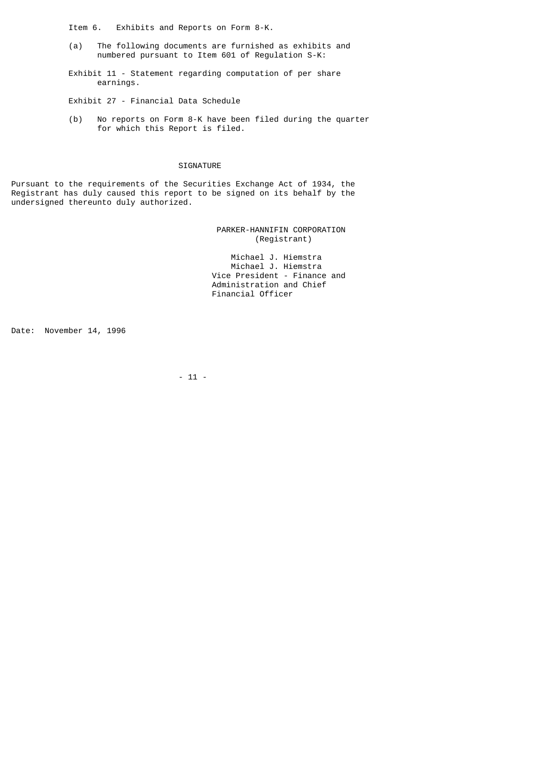Item 6. Exhibits and Reports on Form 8-K.

(a) The following documents are furnished as exhibits and numbered pursuant to Item 601 of Regulation S-K:

Exhibit 11 - Statement regarding computation of per share earnings.

Exhibit 27 - Financial Data Schedule

(b) No reports on Form 8-K have been filed during the quarter for which this Report is filed.

## SIGNATURE

Pursuant to the requirements of the Securities Exchange Act of 1934, the Registrant has duly caused this report to be signed on its behalf by the undersigned thereunto duly authorized.

PARKER-HANNIFIN CORPORATION
(Registrant)

Michael J. Hiemstra
Michael J. Hiemstra
Vice President - Finance and Administration and Chief Financial Officer

Date: November 14, 1996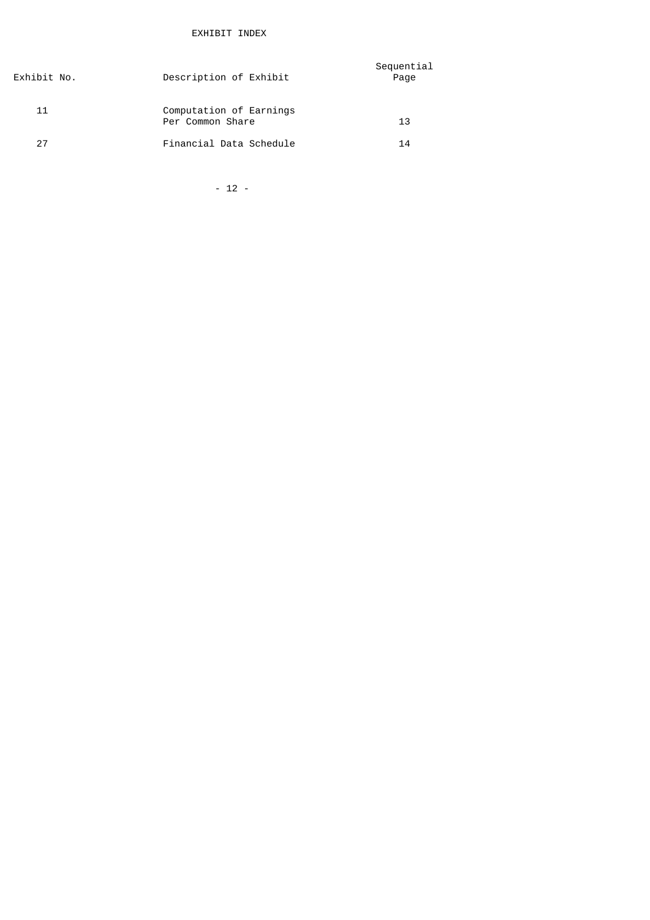# EXHIBIT INDEX

| Exhibit No. | Description of Exhibit | Sequential Page |
|---|---|---|
| 11 | Computation of Earnings Per Common Share | 13 |
| 27 | Financial Data Schedule | 14 |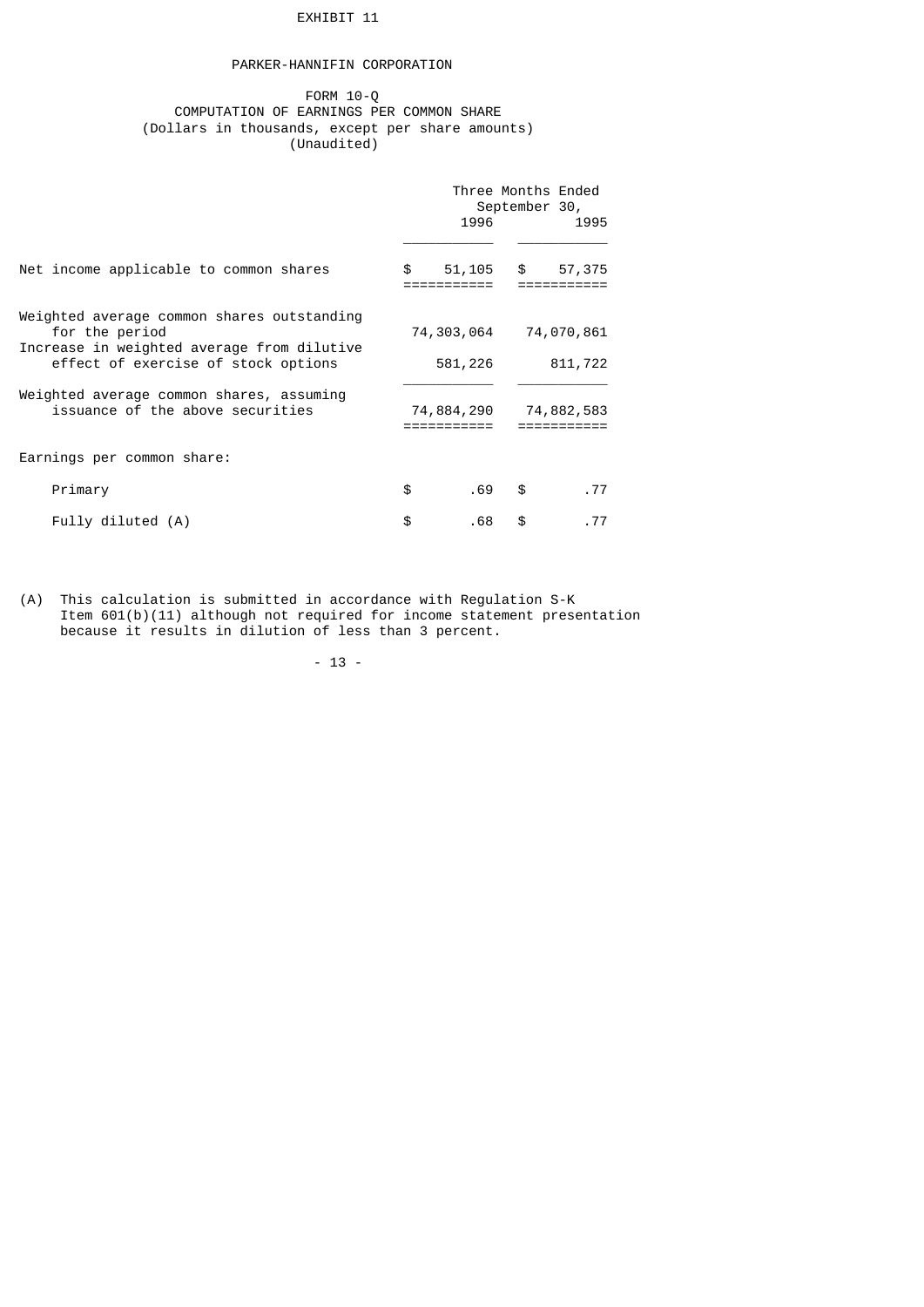EXHIBIT 11

# PARKER-HANNIFIN CORPORATION

## FORM 10-Q
## COMPUTATION OF EARNINGS PER COMMON SHARE
(Dollars in thousands, except per share amounts)
(Unaudited)

| | Three Months Ended September 30, | |
|---|---|---|
| | 1996 | 1995 |
| Net income applicable to common shares | $ 51,105 | $ 57,375 |
| Weighted average common shares outstanding for the period | 74,303,064 | 74,070,861 |
| Increase in weighted average from dilutive effect of exercise of stock options | 581,226 | 811,722 |
| Weighted average common shares, assuming issuance of the above securities | 74,884,290 | 74,882,583 |
| Earnings per common share: | | |
| Primary | $ .69 | $ .77 |
| Fully diluted (A) | $ .68 | $ .77 |

(A) This calculation is submitted in accordance with Regulation S-K Item 601(b)(11) although not required for income statement presentation because it results in dilution of less than 3 percent.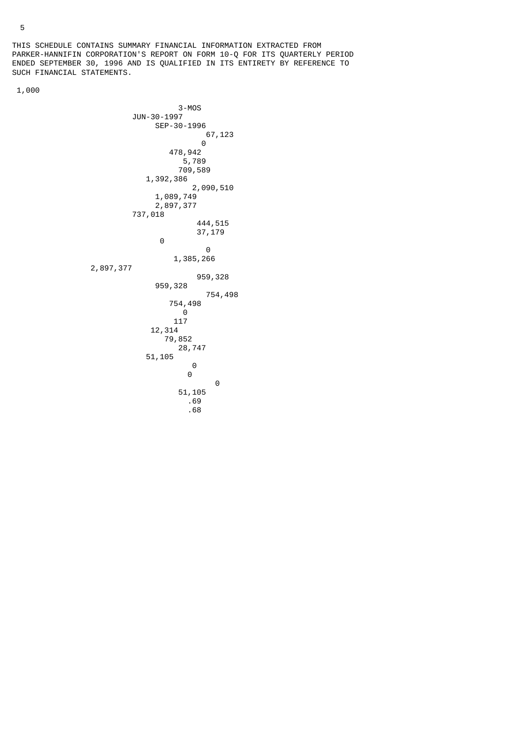THIS SCHEDULE CONTAINS SUMMARY FINANCIAL INFORMATION EXTRACTED FROM PARKER-HANNIFIN CORPORATION'S REPORT ON FORM 10-Q FOR ITS QUARTERLY PERIOD ENDED SEPTEMBER 30, 1996 AND IS QUALIFIED IN ITS ENTIRETY BY REFERENCE TO SUCH FINANCIAL STATEMENTS.

1,000

```
                                3-MOS
                          JUN-30-1997
                               SEP-30-1996
                                          67,123
                                               0
                                   478,942
                                      5,789
                                     709,589
                            1,392,386
                                         2,090,510
                               1,089,749
                               2,897,377
                          737,018
                                        444,515
                                       37,179
                                0
                                          0
                                    1,385,266
                 2,897,377
                                        959,328
                               959,328
                                          754,498
                                  754,498
                                     0
                                    117
                             12,314
                                 79,852
                                    28,747
                            51,105
                                       0
                                      0
                                            0
                                   51,105
                                      .69
                                      .68
```